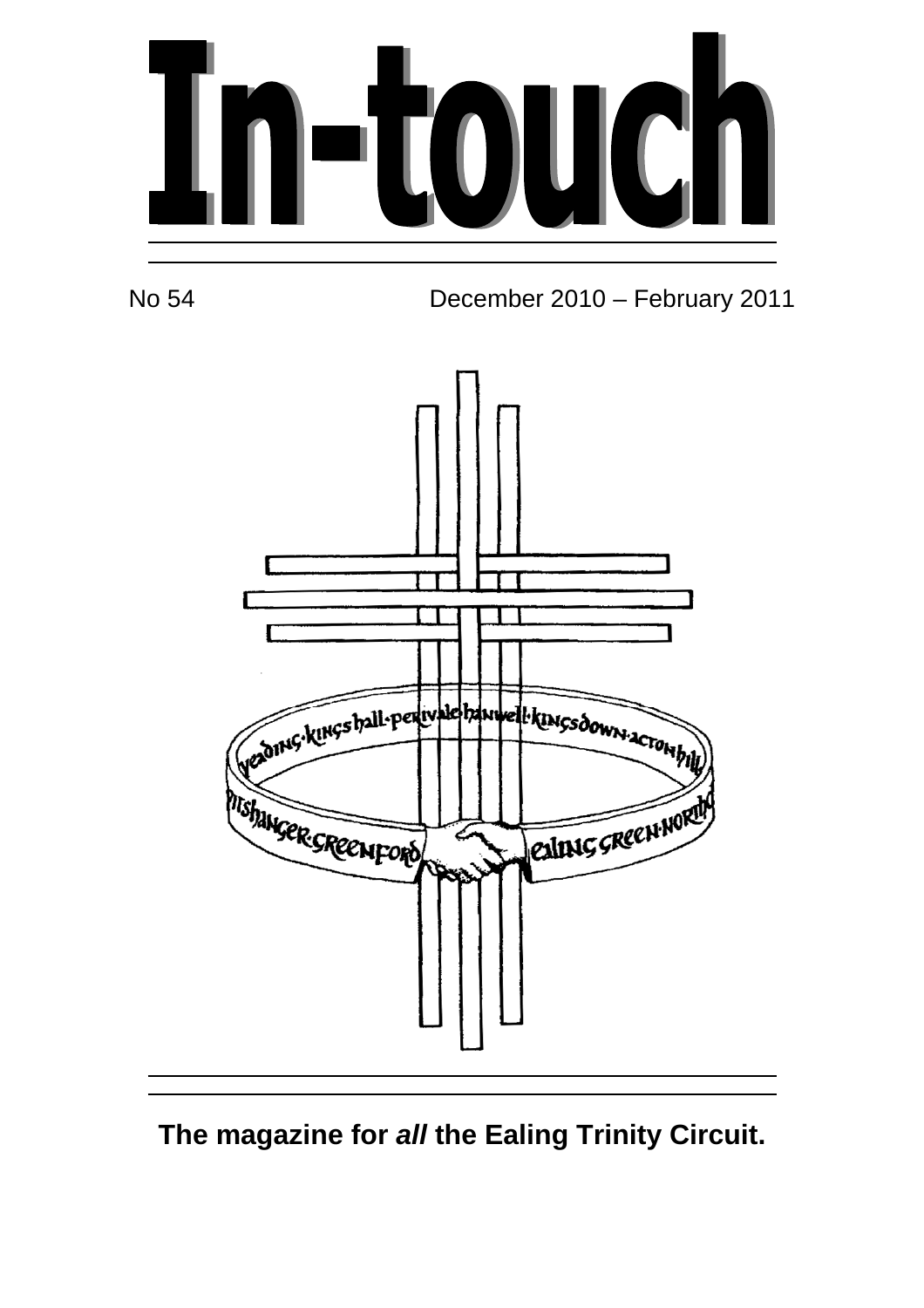# In-touch

No 54 December 2010 – February 2011

**The magazine for *all* the Ealing Trinity Circuit.**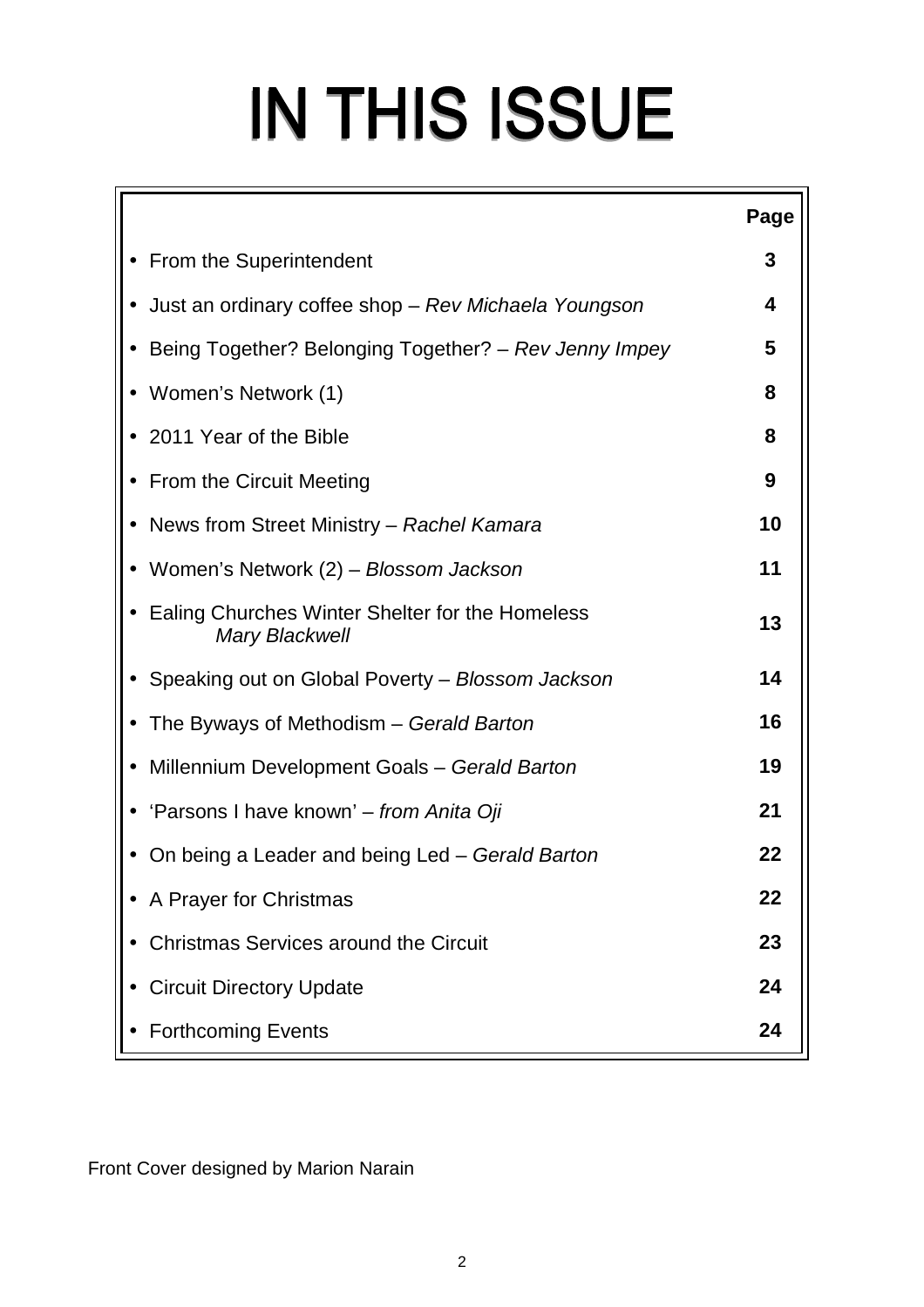# IN THIS ISSUE

| | Page |
|---|---|
| • From the Superintendent | 3 |
| • Just an ordinary coffee shop – *Rev Michaela Youngson* | 4 |
| • Being Together? Belonging Together? – *Rev Jenny Impey* | 5 |
| • Women's Network (1) | 8 |
| • 2011 Year of the Bible | 8 |
| • From the Circuit Meeting | 9 |
| • News from Street Ministry – *Rachel Kamara* | 10 |
| • Women's Network (2) – *Blossom Jackson* | 11 |
| • Ealing Churches Winter Shelter for the Homeless *Mary Blackwell* | 13 |
| • Speaking out on Global Poverty – *Blossom Jackson* | 14 |
| • The Byways of Methodism – *Gerald Barton* | 16 |
| • Millennium Development Goals – *Gerald Barton* | 19 |
| • 'Parsons I have known' – *from Anita Oji* | 21 |
| • On being a Leader and being Led – *Gerald Barton* | 22 |
| • A Prayer for Christmas | 22 |
| • Christmas Services around the Circuit | 23 |
| • Circuit Directory Update | 24 |
| • Forthcoming Events | 24 |

Front Cover designed by Marion Narain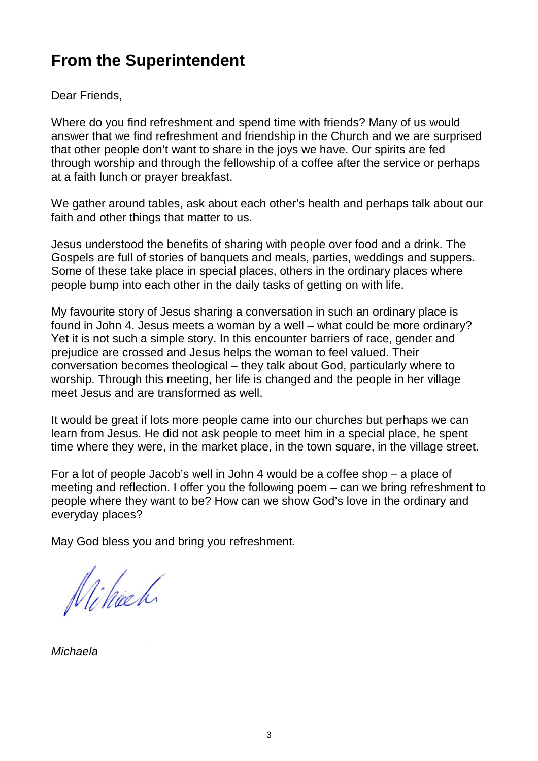## From the Superintendent

Dear Friends,

Where do you find refreshment and spend time with friends? Many of us would answer that we find refreshment and friendship in the Church and we are surprised that other people don't want to share in the joys we have. Our spirits are fed through worship and through the fellowship of a coffee after the service or perhaps at a faith lunch or prayer breakfast.

We gather around tables, ask about each other's health and perhaps talk about our faith and other things that matter to us.

Jesus understood the benefits of sharing with people over food and a drink. The Gospels are full of stories of banquets and meals, parties, weddings and suppers. Some of these take place in special places, others in the ordinary places where people bump into each other in the daily tasks of getting on with life.

My favourite story of Jesus sharing a conversation in such an ordinary place is found in John 4. Jesus meets a woman by a well – what could be more ordinary? Yet it is not such a simple story. In this encounter barriers of race, gender and prejudice are crossed and Jesus helps the woman to feel valued. Their conversation becomes theological – they talk about God, particularly where to worship. Through this meeting, her life is changed and the people in her village meet Jesus and are transformed as well.

It would be great if lots more people came into our churches but perhaps we can learn from Jesus. He did not ask people to meet him in a special place, he spent time where they were, in the market place, in the town square, in the village street.

For a lot of people Jacob's well in John 4 would be a coffee shop – a place of meeting and reflection. I offer you the following poem – can we bring refreshment to people where they want to be? How can we show God's love in the ordinary and everyday places?

May God bless you and bring you refreshment.

Michaela

*Michaela*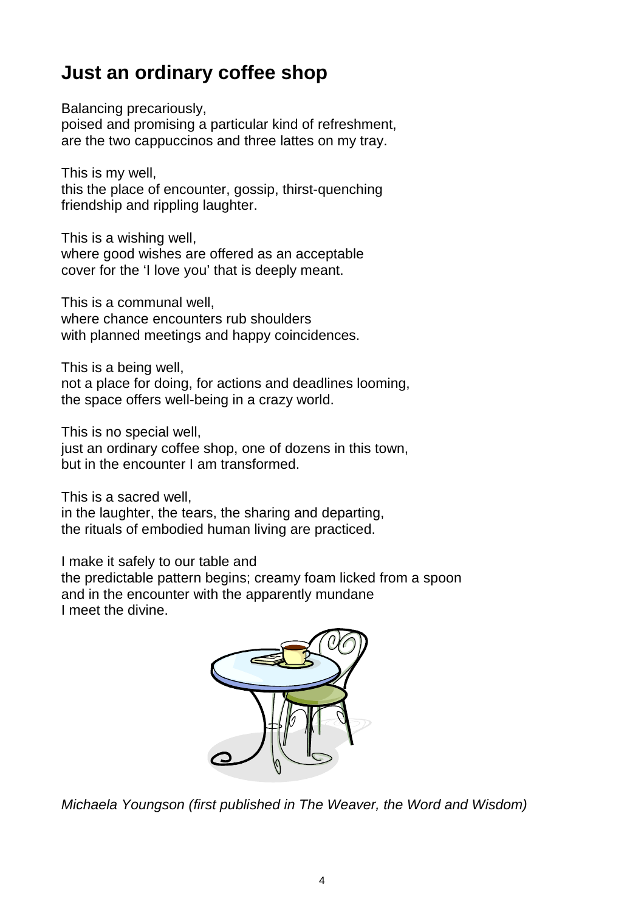## Just an ordinary coffee shop

Balancing precariously,
poised and promising a particular kind of refreshment,
are the two cappuccinos and three lattes on my tray.

This is my well,
this the place of encounter, gossip, thirst-quenching
friendship and rippling laughter.

This is a wishing well,
where good wishes are offered as an acceptable
cover for the 'I love you' that is deeply meant.

This is a communal well,
where chance encounters rub shoulders
with planned meetings and happy coincidences.

This is a being well,
not a place for doing, for actions and deadlines looming,
the space offers well-being in a crazy world.

This is no special well,
just an ordinary coffee shop, one of dozens in this town,
but in the encounter I am transformed.

This is a sacred well,
in the laughter, the tears, the sharing and departing,
the rituals of embodied human living are practiced.

I make it safely to our table and
the predictable pattern begins; creamy foam licked from a spoon
and in the encounter with the apparently mundane
I meet the divine.

*Michaela Youngson (first published in The Weaver, the Word and Wisdom)*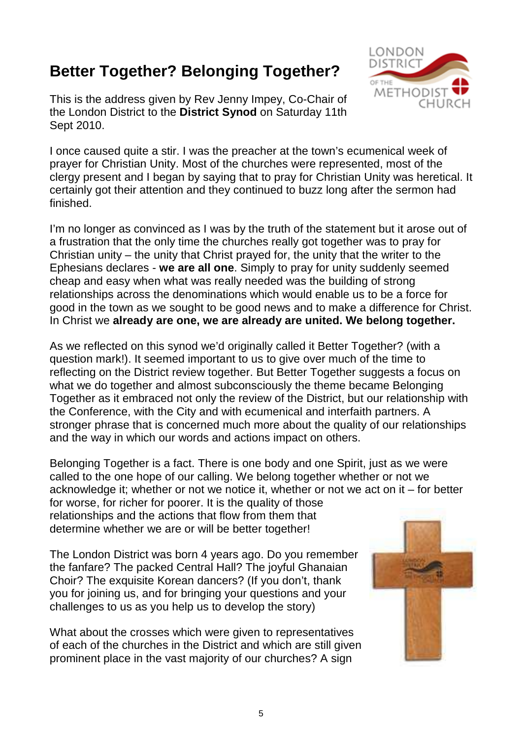# Better Together? Belonging Together?

This is the address given by Rev Jenny Impey, Co-Chair of the London District to the **District Synod** on Saturday 11th Sept 2010.

I once caused quite a stir. I was the preacher at the town's ecumenical week of prayer for Christian Unity. Most of the churches were represented, most of the clergy present and I began by saying that to pray for Christian Unity was heretical. It certainly got their attention and they continued to buzz long after the sermon had finished.

I'm no longer as convinced as I was by the truth of the statement but it arose out of a frustration that the only time the churches really got together was to pray for Christian unity – the unity that Christ prayed for, the unity that the writer to the Ephesians declares - **we are all one**. Simply to pray for unity suddenly seemed cheap and easy when what was really needed was the building of strong relationships across the denominations which would enable us to be a force for good in the town as we sought to be good news and to make a difference for Christ. In Christ we **already are one, we are already are united. We belong together.**

As we reflected on this synod we'd originally called it Better Together? (with a question mark!). It seemed important to us to give over much of the time to reflecting on the District review together. But Better Together suggests a focus on what we do together and almost subconsciously the theme became Belonging Together as it embraced not only the review of the District, but our relationship with the Conference, with the City and with ecumenical and interfaith partners. A stronger phrase that is concerned much more about the quality of our relationships and the way in which our words and actions impact on others.

Belonging Together is a fact. There is one body and one Spirit, just as we were called to the one hope of our calling. We belong together whether or not we acknowledge it; whether or not we notice it, whether or not we act on it – for better for worse, for richer for poorer. It is the quality of those relationships and the actions that flow from them that determine whether we are or will be better together!

The London District was born 4 years ago. Do you remember the fanfare? The packed Central Hall? The joyful Ghanaian Choir? The exquisite Korean dancers? (If you don't, thank you for joining us, and for bringing your questions and your challenges to us as you help us to develop the story)

What about the crosses which were given to representatives of each of the churches in the District and which are still given prominent place in the vast majority of our churches? A sign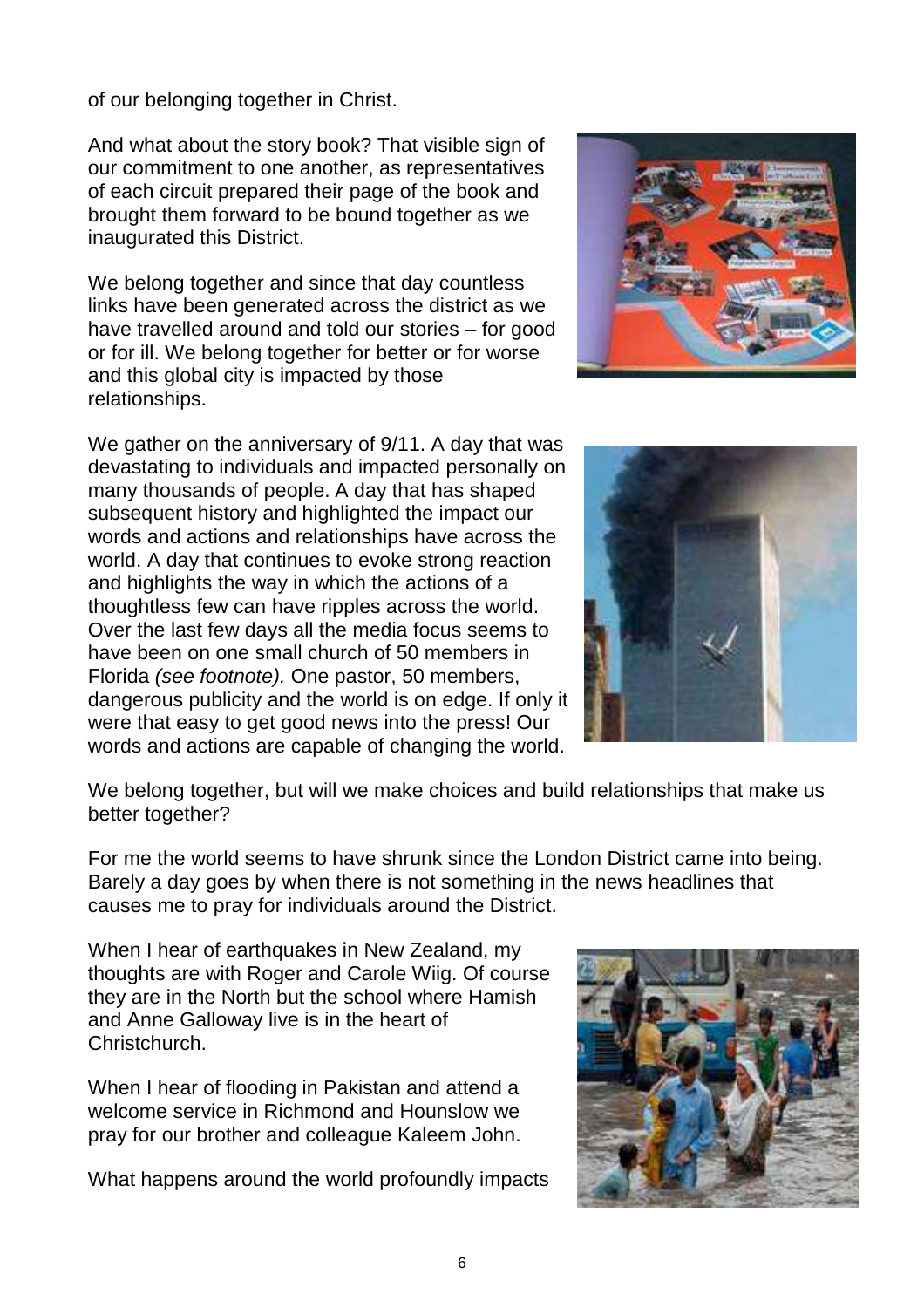of our belonging together in Christ.

And what about the story book? That visible sign of our commitment to one another, as representatives of each circuit prepared their page of the book and brought them forward to be bound together as we inaugurated this District.

We belong together and since that day countless links have been generated across the district as we have travelled around and told our stories – for good or for ill. We belong together for better or for worse and this global city is impacted by those relationships.

We gather on the anniversary of 9/11. A day that was devastating to individuals and impacted personally on many thousands of people. A day that has shaped subsequent history and highlighted the impact our words and actions and relationships have across the world. A day that continues to evoke strong reaction and highlights the way in which the actions of a thoughtless few can have ripples across the world. Over the last few days all the media focus seems to have been on one small church of 50 members in Florida *(see footnote).* One pastor, 50 members, dangerous publicity and the world is on edge. If only it were that easy to get good news into the press! Our words and actions are capable of changing the world.

We belong together, but will we make choices and build relationships that make us better together?

For me the world seems to have shrunk since the London District came into being. Barely a day goes by when there is not something in the news headlines that causes me to pray for individuals around the District.

When I hear of earthquakes in New Zealand, my thoughts are with Roger and Carole Wiig. Of course they are in the North but the school where Hamish and Anne Galloway live is in the heart of Christchurch.

When I hear of flooding in Pakistan and attend a welcome service in Richmond and Hounslow we pray for our brother and colleague Kaleem John.

What happens around the world profoundly impacts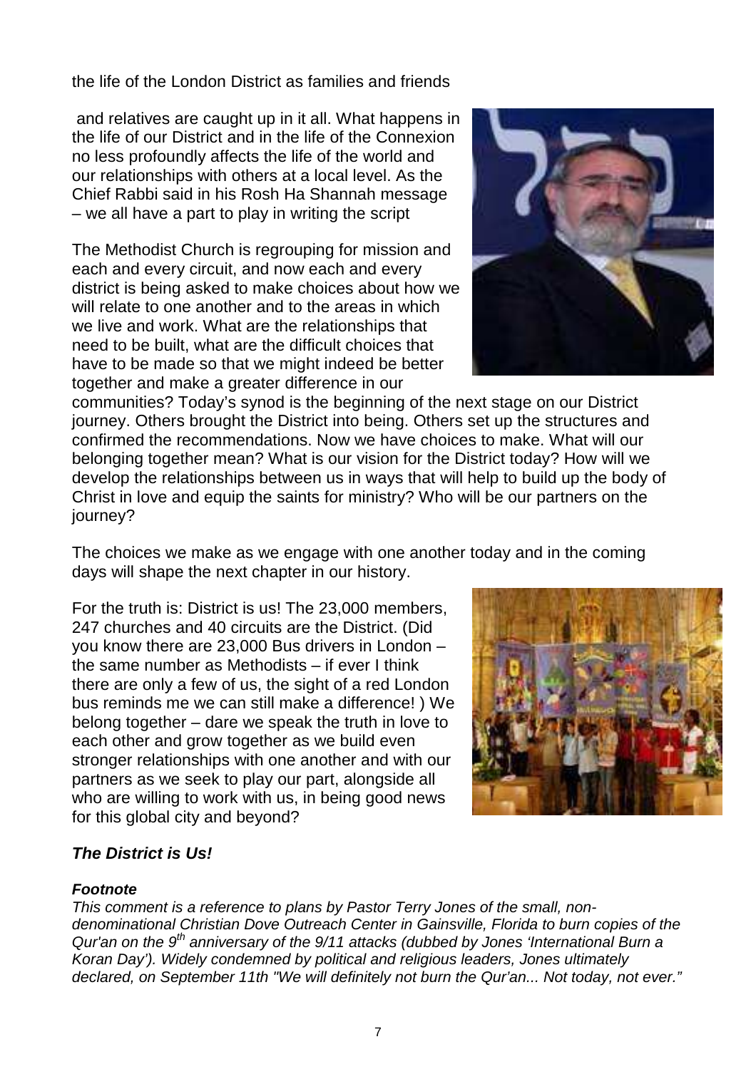the life of the London District as families and friends

and relatives are caught up in it all. What happens in the life of our District and in the life of the Connexion no less profoundly affects the life of the world and our relationships with others at a local level. As the Chief Rabbi said in his Rosh Ha Shannah message – we all have a part to play in writing the script

The Methodist Church is regrouping for mission and each and every circuit, and now each and every district is being asked to make choices about how we will relate to one another and to the areas in which we live and work. What are the relationships that need to be built, what are the difficult choices that have to be made so that we might indeed be better together and make a greater difference in our communities? Today's synod is the beginning of the next stage on our District journey. Others brought the District into being. Others set up the structures and confirmed the recommendations. Now we have choices to make. What will our belonging together mean? What is our vision for the District today? How will we develop the relationships between us in ways that will help to build up the body of Christ in love and equip the saints for ministry? Who will be our partners on the journey?

The choices we make as we engage with one another today and in the coming days will shape the next chapter in our history.

For the truth is: District is us! The 23,000 members, 247 churches and 40 circuits are the District. (Did you know there are 23,000 Bus drivers in London – the same number as Methodists – if ever I think there are only a few of us, the sight of a red London bus reminds me we can still make a difference! ) We belong together – dare we speak the truth in love to each other and grow together as we build even stronger relationships with one another and with our partners as we seek to play our part, alongside all who are willing to work with us, in being good news for this global city and beyond?

***The District is Us!***

***Footnote***

*This comment is a reference to plans by Pastor Terry Jones of the small, non-denominational Christian Dove Outreach Center in Gainsville, Florida to burn copies of the Qur'an on the 9th anniversary of the 9/11 attacks (dubbed by Jones 'International Burn a Koran Day'). Widely condemned by political and religious leaders, Jones ultimately declared, on September 11th "We will definitely not burn the Qur'an... Not today, not ever."*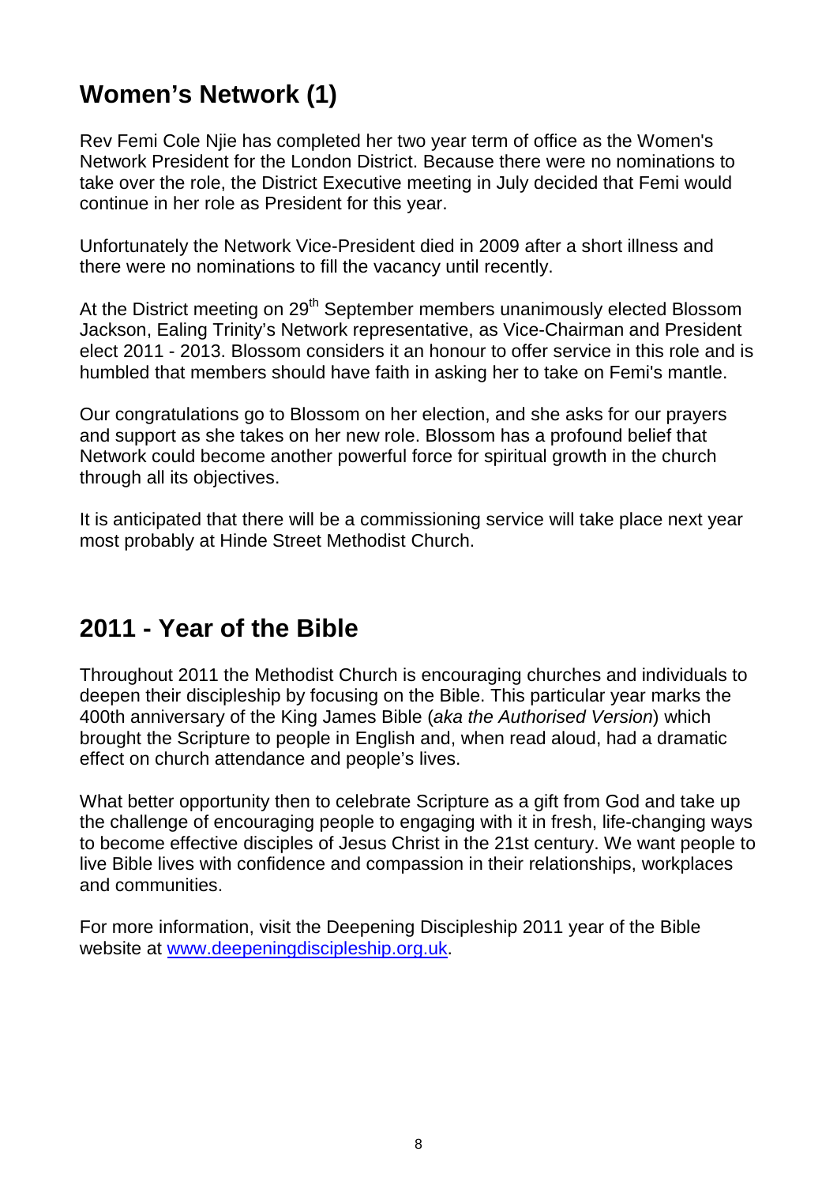## Women's Network (1)

Rev Femi Cole Njie has completed her two year term of office as the Women's Network President for the London District. Because there were no nominations to take over the role, the District Executive meeting in July decided that Femi would continue in her role as President for this year.

Unfortunately the Network Vice-President died in 2009 after a short illness and there were no nominations to fill the vacancy until recently.

At the District meeting on 29th September members unanimously elected Blossom Jackson, Ealing Trinity's Network representative, as Vice-Chairman and President elect 2011 - 2013. Blossom considers it an honour to offer service in this role and is humbled that members should have faith in asking her to take on Femi's mantle.

Our congratulations go to Blossom on her election, and she asks for our prayers and support as she takes on her new role. Blossom has a profound belief that Network could become another powerful force for spiritual growth in the church through all its objectives.

It is anticipated that there will be a commissioning service will take place next year most probably at Hinde Street Methodist Church.

## 2011 - Year of the Bible

Throughout 2011 the Methodist Church is encouraging churches and individuals to deepen their discipleship by focusing on the Bible. This particular year marks the 400th anniversary of the King James Bible (*aka the Authorised Version*) which brought the Scripture to people in English and, when read aloud, had a dramatic effect on church attendance and people's lives.

What better opportunity then to celebrate Scripture as a gift from God and take up the challenge of encouraging people to engaging with it in fresh, life-changing ways to become effective disciples of Jesus Christ in the 21st century. We want people to live Bible lives with confidence and compassion in their relationships, workplaces and communities.

For more information, visit the Deepening Discipleship 2011 year of the Bible website at [www.deepeningdiscipleship.org.uk](http://www.deepeningdiscipleship.org.uk).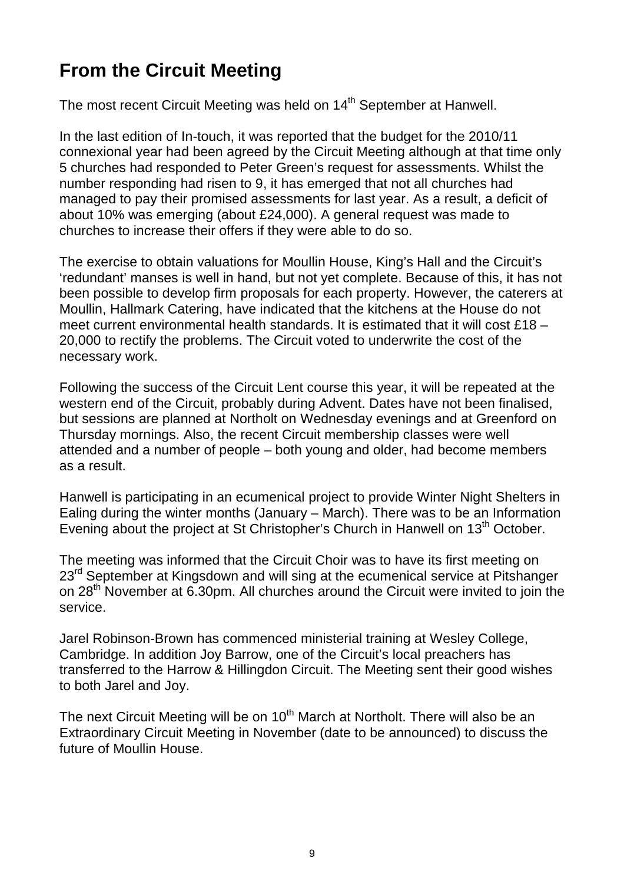# From the Circuit Meeting

The most recent Circuit Meeting was held on 14th September at Hanwell.

In the last edition of In-touch, it was reported that the budget for the 2010/11 connexional year had been agreed by the Circuit Meeting although at that time only 5 churches had responded to Peter Green's request for assessments. Whilst the number responding had risen to 9, it has emerged that not all churches had managed to pay their promised assessments for last year. As a result, a deficit of about 10% was emerging (about £24,000). A general request was made to churches to increase their offers if they were able to do so.

The exercise to obtain valuations for Moullin House, King's Hall and the Circuit's 'redundant' manses is well in hand, but not yet complete. Because of this, it has not been possible to develop firm proposals for each property. However, the caterers at Moullin, Hallmark Catering, have indicated that the kitchens at the House do not meet current environmental health standards. It is estimated that it will cost £18 – 20,000 to rectify the problems. The Circuit voted to underwrite the cost of the necessary work.

Following the success of the Circuit Lent course this year, it will be repeated at the western end of the Circuit, probably during Advent. Dates have not been finalised, but sessions are planned at Northolt on Wednesday evenings and at Greenford on Thursday mornings. Also, the recent Circuit membership classes were well attended and a number of people – both young and older, had become members as a result.

Hanwell is participating in an ecumenical project to provide Winter Night Shelters in Ealing during the winter months (January – March). There was to be an Information Evening about the project at St Christopher's Church in Hanwell on 13th October.

The meeting was informed that the Circuit Choir was to have its first meeting on 23rd September at Kingsdown and will sing at the ecumenical service at Pitshanger on 28th November at 6.30pm. All churches around the Circuit were invited to join the service.

Jarel Robinson-Brown has commenced ministerial training at Wesley College, Cambridge. In addition Joy Barrow, one of the Circuit's local preachers has transferred to the Harrow & Hillingdon Circuit. The Meeting sent their good wishes to both Jarel and Joy.

The next Circuit Meeting will be on 10th March at Northolt. There will also be an Extraordinary Circuit Meeting in November (date to be announced) to discuss the future of Moullin House.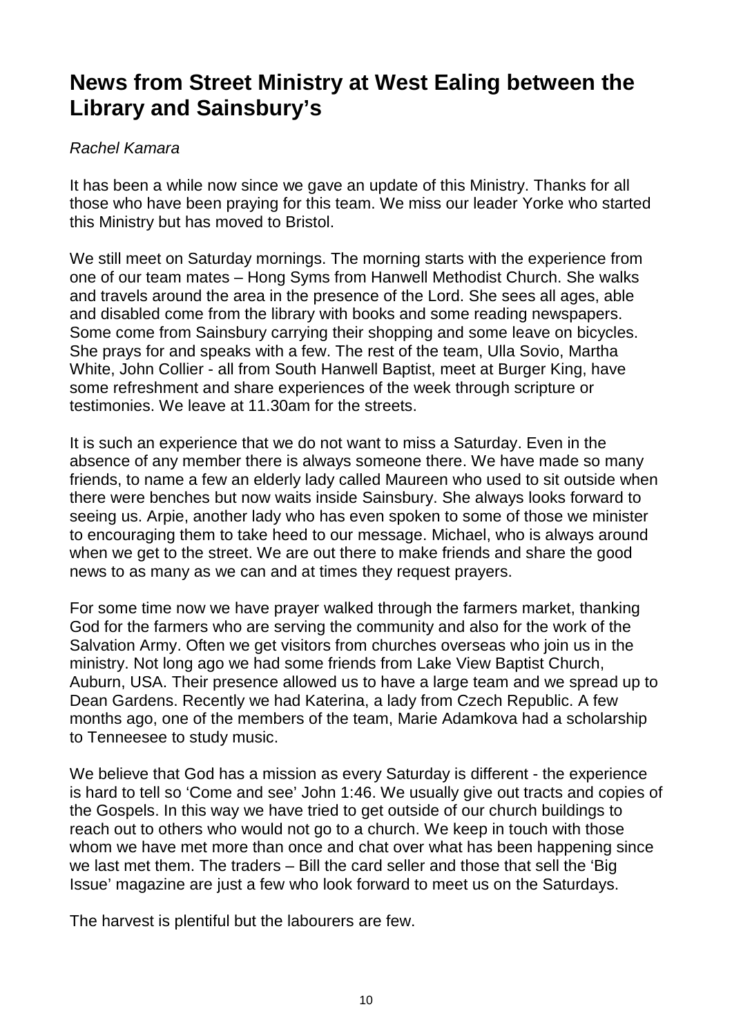# News from Street Ministry at West Ealing between the Library and Sainsbury's

*Rachel Kamara*

It has been a while now since we gave an update of this Ministry. Thanks for all those who have been praying for this team. We miss our leader Yorke who started this Ministry but has moved to Bristol.

We still meet on Saturday mornings. The morning starts with the experience from one of our team mates – Hong Syms from Hanwell Methodist Church. She walks and travels around the area in the presence of the Lord. She sees all ages, able and disabled come from the library with books and some reading newspapers. Some come from Sainsbury carrying their shopping and some leave on bicycles. She prays for and speaks with a few. The rest of the team, Ulla Sovio, Martha White, John Collier - all from South Hanwell Baptist, meet at Burger King, have some refreshment and share experiences of the week through scripture or testimonies. We leave at 11.30am for the streets.

It is such an experience that we do not want to miss a Saturday. Even in the absence of any member there is always someone there. We have made so many friends, to name a few an elderly lady called Maureen who used to sit outside when there were benches but now waits inside Sainsbury. She always looks forward to seeing us. Arpie, another lady who has even spoken to some of those we minister to encouraging them to take heed to our message. Michael, who is always around when we get to the street. We are out there to make friends and share the good news to as many as we can and at times they request prayers.

For some time now we have prayer walked through the farmers market, thanking God for the farmers who are serving the community and also for the work of the Salvation Army. Often we get visitors from churches overseas who join us in the ministry. Not long ago we had some friends from Lake View Baptist Church, Auburn, USA. Their presence allowed us to have a large team and we spread up to Dean Gardens. Recently we had Katerina, a lady from Czech Republic. A few months ago, one of the members of the team, Marie Adamkova had a scholarship to Tenneesee to study music.

We believe that God has a mission as every Saturday is different - the experience is hard to tell so 'Come and see' John 1:46. We usually give out tracts and copies of the Gospels. In this way we have tried to get outside of our church buildings to reach out to others who would not go to a church. We keep in touch with those whom we have met more than once and chat over what has been happening since we last met them. The traders – Bill the card seller and those that sell the 'Big Issue' magazine are just a few who look forward to meet us on the Saturdays.

The harvest is plentiful but the labourers are few.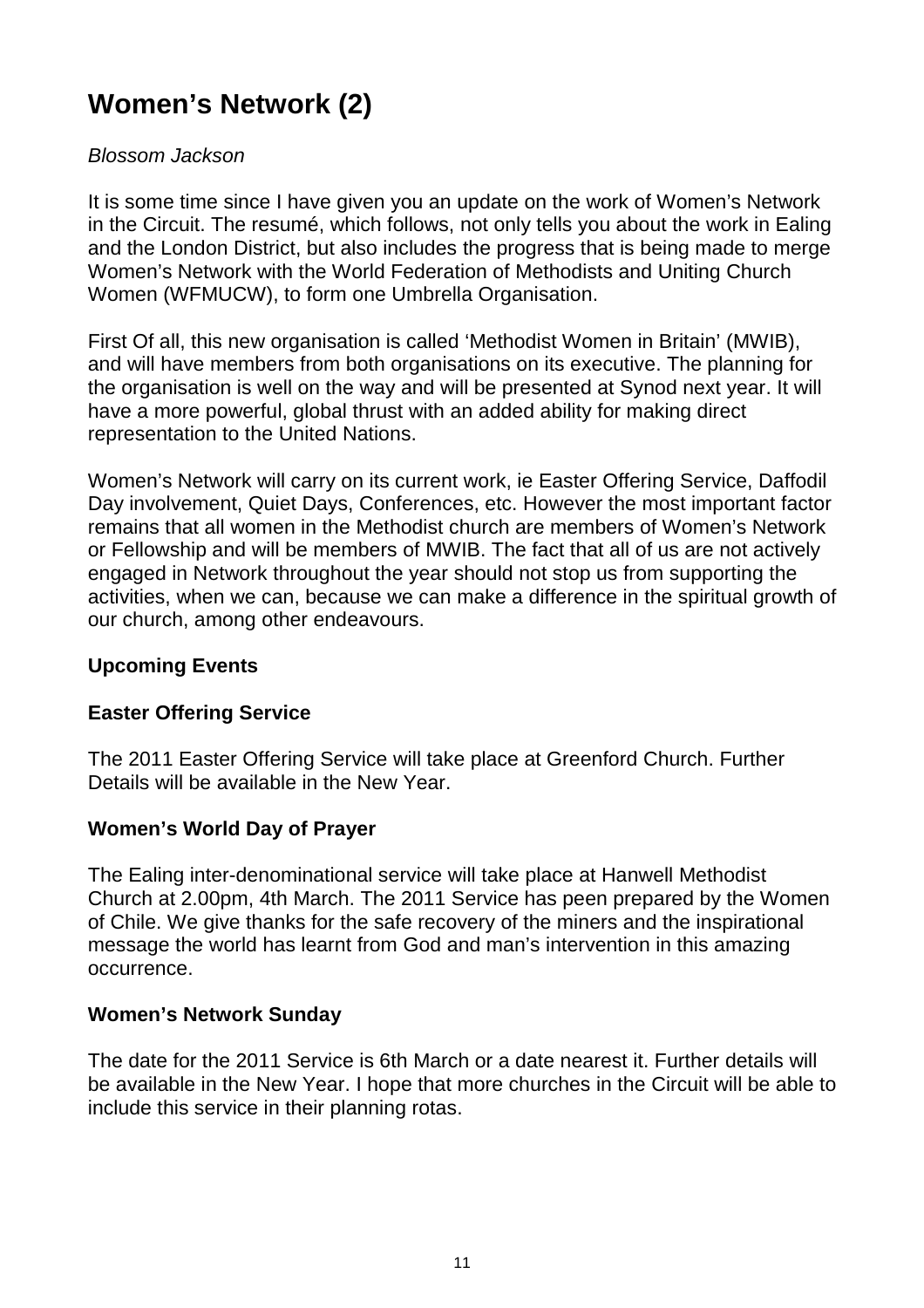# Women's Network (2)

*Blossom Jackson*

It is some time since I have given you an update on the work of Women's Network in the Circuit. The resumé, which follows, not only tells you about the work in Ealing and the London District, but also includes the progress that is being made to merge Women's Network with the World Federation of Methodists and Uniting Church Women (WFMUCW), to form one Umbrella Organisation.

First Of all, this new organisation is called 'Methodist Women in Britain' (MWIB), and will have members from both organisations on its executive. The planning for the organisation is well on the way and will be presented at Synod next year. It will have a more powerful, global thrust with an added ability for making direct representation to the United Nations.

Women's Network will carry on its current work, ie Easter Offering Service, Daffodil Day involvement, Quiet Days, Conferences, etc. However the most important factor remains that all women in the Methodist church are members of Women's Network or Fellowship and will be members of MWIB. The fact that all of us are not actively engaged in Network throughout the year should not stop us from supporting the activities, when we can, because we can make a difference in the spiritual growth of our church, among other endeavours.

### Upcoming Events

### Easter Offering Service

The 2011 Easter Offering Service will take place at Greenford Church. Further Details will be available in the New Year.

### Women's World Day of Prayer

The Ealing inter-denominational service will take place at Hanwell Methodist Church at 2.00pm, 4th March. The 2011 Service has peen prepared by the Women of Chile. We give thanks for the safe recovery of the miners and the inspirational message the world has learnt from God and man's intervention in this amazing occurrence.

### Women's Network Sunday

The date for the 2011 Service is 6th March or a date nearest it. Further details will be available in the New Year. I hope that more churches in the Circuit will be able to include this service in their planning rotas.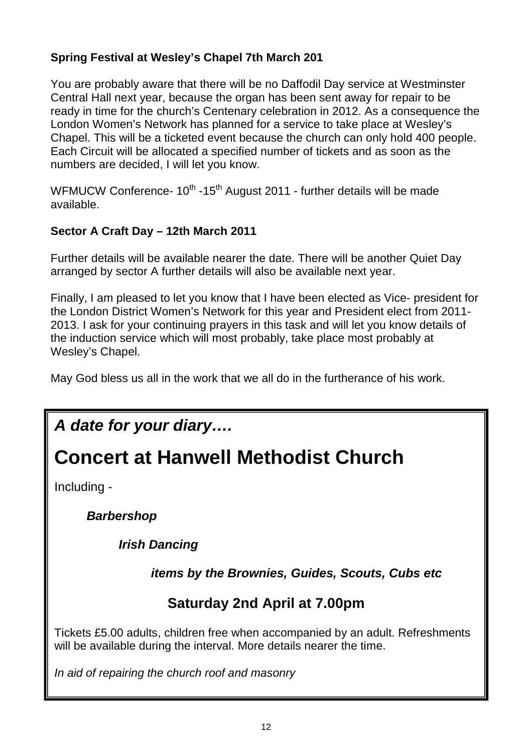**Spring Festival at Wesley's Chapel 7th March 201**

You are probably aware that there will be no Daffodil Day service at Westminster Central Hall next year, because the organ has been sent away for repair to be ready in time for the church's Centenary celebration in 2012. As a consequence the London Women's Network has planned for a service to take place at Wesley's Chapel. This will be a ticketed event because the church can only hold 400 people. Each Circuit will be allocated a specified number of tickets and as soon as the numbers are decided, I will let you know.

WFMUCW Conference- 10th -15th August 2011 - further details will be made available.

**Sector A Craft Day – 12th March 2011**

Further details will be available nearer the date. There will be another Quiet Day arranged by sector A further details will also be available next year.

Finally, I am pleased to let you know that I have been elected as Vice- president for the London District Women's Network for this year and President elect from 2011-2013. I ask for your continuing prayers in this task and will let you know details of the induction service which will most probably, take place most probably at Wesley's Chapel.

May God bless us all in the work that we all do in the furtherance of his work.

---

***A date for your diary….***

# Concert at Hanwell Methodist Church

Including -

***Barbershop***

***Irish Dancing***

***items by the Brownies, Guides, Scouts, Cubs etc***

**Saturday 2nd April at 7.00pm**

Tickets £5.00 adults, children free when accompanied by an adult. Refreshments will be available during the interval. More details nearer the time.

*In aid of repairing the church roof and masonry*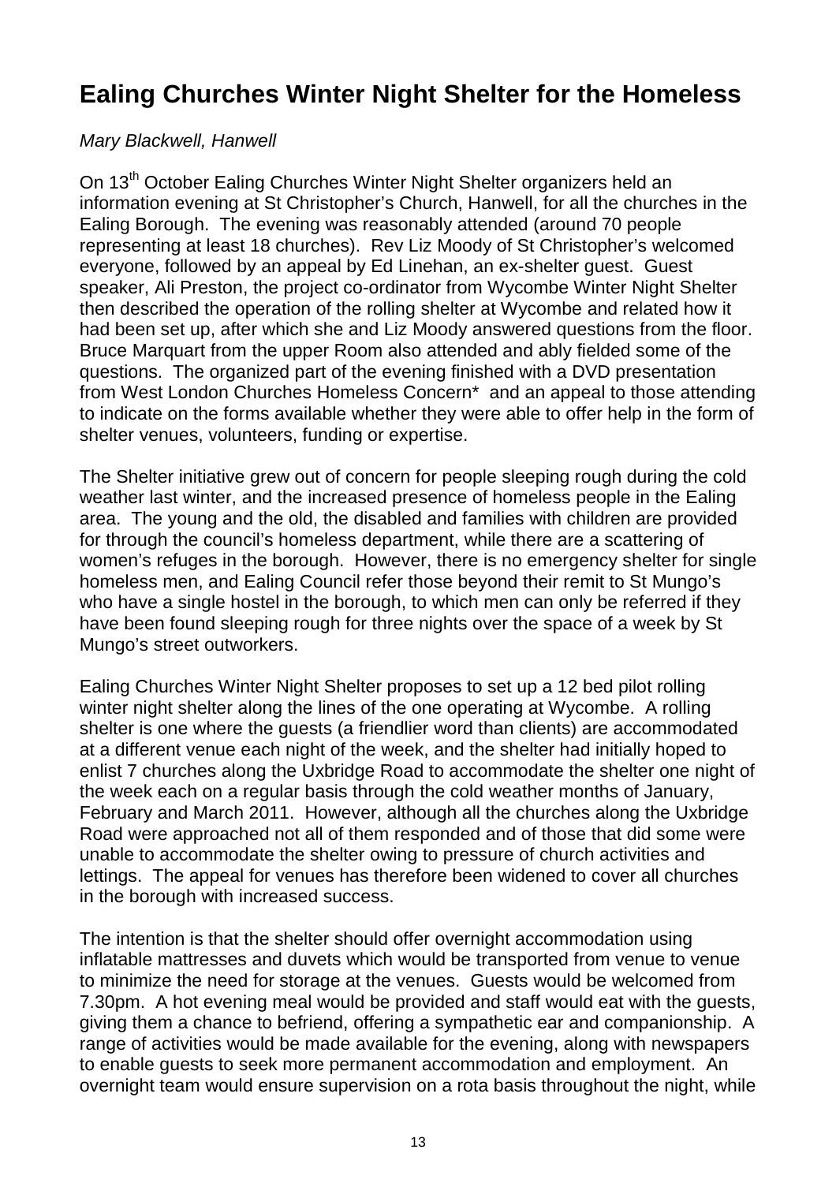# Ealing Churches Winter Night Shelter for the Homeless

*Mary Blackwell, Hanwell*

On 13th October Ealing Churches Winter Night Shelter organizers held an information evening at St Christopher's Church, Hanwell, for all the churches in the Ealing Borough. The evening was reasonably attended (around 70 people representing at least 18 churches). Rev Liz Moody of St Christopher's welcomed everyone, followed by an appeal by Ed Linehan, an ex-shelter guest. Guest speaker, Ali Preston, the project co-ordinator from Wycombe Winter Night Shelter then described the operation of the rolling shelter at Wycombe and related how it had been set up, after which she and Liz Moody answered questions from the floor. Bruce Marquart from the upper Room also attended and ably fielded some of the questions. The organized part of the evening finished with a DVD presentation from West London Churches Homeless Concern* and an appeal to those attending to indicate on the forms available whether they were able to offer help in the form of shelter venues, volunteers, funding or expertise.

The Shelter initiative grew out of concern for people sleeping rough during the cold weather last winter, and the increased presence of homeless people in the Ealing area. The young and the old, the disabled and families with children are provided for through the council's homeless department, while there are a scattering of women's refuges in the borough. However, there is no emergency shelter for single homeless men, and Ealing Council refer those beyond their remit to St Mungo's who have a single hostel in the borough, to which men can only be referred if they have been found sleeping rough for three nights over the space of a week by St Mungo's street outworkers.

Ealing Churches Winter Night Shelter proposes to set up a 12 bed pilot rolling winter night shelter along the lines of the one operating at Wycombe. A rolling shelter is one where the guests (a friendlier word than clients) are accommodated at a different venue each night of the week, and the shelter had initially hoped to enlist 7 churches along the Uxbridge Road to accommodate the shelter one night of the week each on a regular basis through the cold weather months of January, February and March 2011. However, although all the churches along the Uxbridge Road were approached not all of them responded and of those that did some were unable to accommodate the shelter owing to pressure of church activities and lettings. The appeal for venues has therefore been widened to cover all churches in the borough with increased success.

The intention is that the shelter should offer overnight accommodation using inflatable mattresses and duvets which would be transported from venue to venue to minimize the need for storage at the venues. Guests would be welcomed from 7.30pm. A hot evening meal would be provided and staff would eat with the guests, giving them a chance to befriend, offering a sympathetic ear and companionship. A range of activities would be made available for the evening, along with newspapers to enable guests to seek more permanent accommodation and employment. An overnight team would ensure supervision on a rota basis throughout the night, while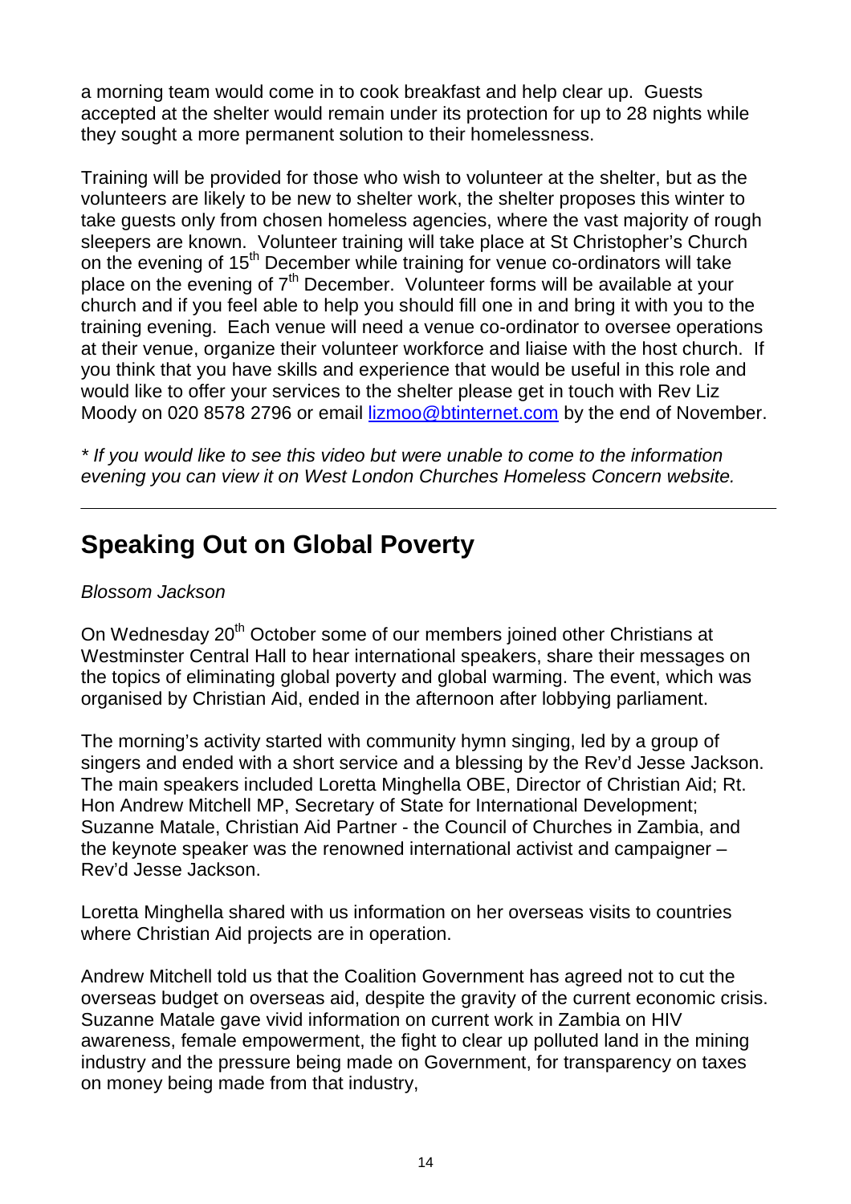a morning team would come in to cook breakfast and help clear up. Guests accepted at the shelter would remain under its protection for up to 28 nights while they sought a more permanent solution to their homelessness.

Training will be provided for those who wish to volunteer at the shelter, but as the volunteers are likely to be new to shelter work, the shelter proposes this winter to take guests only from chosen homeless agencies, where the vast majority of rough sleepers are known. Volunteer training will take place at St Christopher's Church on the evening of 15th December while training for venue co-ordinators will take place on the evening of 7th December. Volunteer forms will be available at your church and if you feel able to help you should fill one in and bring it with you to the training evening. Each venue will need a venue co-ordinator to oversee operations at their venue, organize their volunteer workforce and liaise with the host church. If you think that you have skills and experience that would be useful in this role and would like to offer your services to the shelter please get in touch with Rev Liz Moody on 020 8578 2796 or email [lizmoo@btinternet.com](mailto:lizmoo@btinternet.com) by the end of November.

*\* If you would like to see this video but were unable to come to the information evening you can view it on West London Churches Homeless Concern website.*

---

## Speaking Out on Global Poverty

*Blossom Jackson*

On Wednesday 20th October some of our members joined other Christians at Westminster Central Hall to hear international speakers, share their messages on the topics of eliminating global poverty and global warming. The event, which was organised by Christian Aid, ended in the afternoon after lobbying parliament.

The morning's activity started with community hymn singing, led by a group of singers and ended with a short service and a blessing by the Rev'd Jesse Jackson. The main speakers included Loretta Minghella OBE, Director of Christian Aid; Rt. Hon Andrew Mitchell MP, Secretary of State for International Development; Suzanne Matale, Christian Aid Partner - the Council of Churches in Zambia, and the keynote speaker was the renowned international activist and campaigner – Rev'd Jesse Jackson.

Loretta Minghella shared with us information on her overseas visits to countries where Christian Aid projects are in operation.

Andrew Mitchell told us that the Coalition Government has agreed not to cut the overseas budget on overseas aid, despite the gravity of the current economic crisis. Suzanne Matale gave vivid information on current work in Zambia on HIV awareness, female empowerment, the fight to clear up polluted land in the mining industry and the pressure being made on Government, for transparency on taxes on money being made from that industry,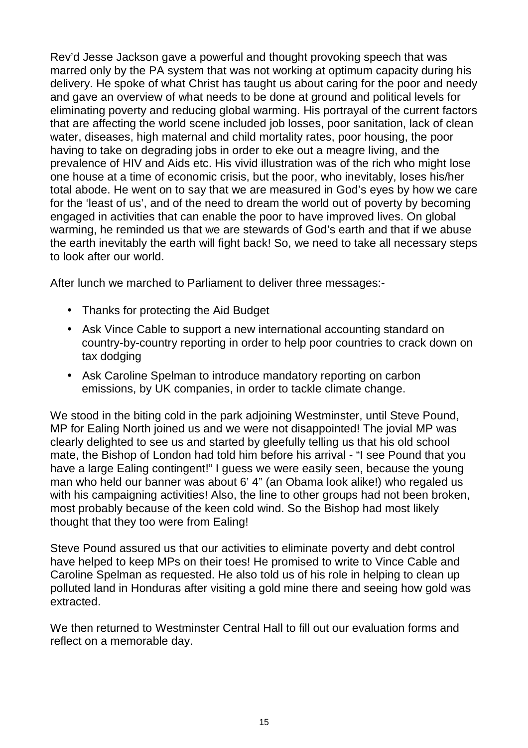Rev'd Jesse Jackson gave a powerful and thought provoking speech that was marred only by the PA system that was not working at optimum capacity during his delivery. He spoke of what Christ has taught us about caring for the poor and needy and gave an overview of what needs to be done at ground and political levels for eliminating poverty and reducing global warming. His portrayal of the current factors that are affecting the world scene included job losses, poor sanitation, lack of clean water, diseases, high maternal and child mortality rates, poor housing, the poor having to take on degrading jobs in order to eke out a meagre living, and the prevalence of HIV and Aids etc. His vivid illustration was of the rich who might lose one house at a time of economic crisis, but the poor, who inevitably, loses his/her total abode. He went on to say that we are measured in God's eyes by how we care for the 'least of us', and of the need to dream the world out of poverty by becoming engaged in activities that can enable the poor to have improved lives. On global warming, he reminded us that we are stewards of God's earth and that if we abuse the earth inevitably the earth will fight back! So, we need to take all necessary steps to look after our world.

After lunch we marched to Parliament to deliver three messages:-

- Thanks for protecting the Aid Budget
- Ask Vince Cable to support a new international accounting standard on country-by-country reporting in order to help poor countries to crack down on tax dodging
- Ask Caroline Spelman to introduce mandatory reporting on carbon emissions, by UK companies, in order to tackle climate change.

We stood in the biting cold in the park adjoining Westminster, until Steve Pound, MP for Ealing North joined us and we were not disappointed! The jovial MP was clearly delighted to see us and started by gleefully telling us that his old school mate, the Bishop of London had told him before his arrival - "I see Pound that you have a large Ealing contingent!" I guess we were easily seen, because the young man who held our banner was about 6' 4" (an Obama look alike!) who regaled us with his campaigning activities! Also, the line to other groups had not been broken, most probably because of the keen cold wind. So the Bishop had most likely thought that they too were from Ealing!

Steve Pound assured us that our activities to eliminate poverty and debt control have helped to keep MPs on their toes! He promised to write to Vince Cable and Caroline Spelman as requested. He also told us of his role in helping to clean up polluted land in Honduras after visiting a gold mine there and seeing how gold was extracted.

We then returned to Westminster Central Hall to fill out our evaluation forms and reflect on a memorable day.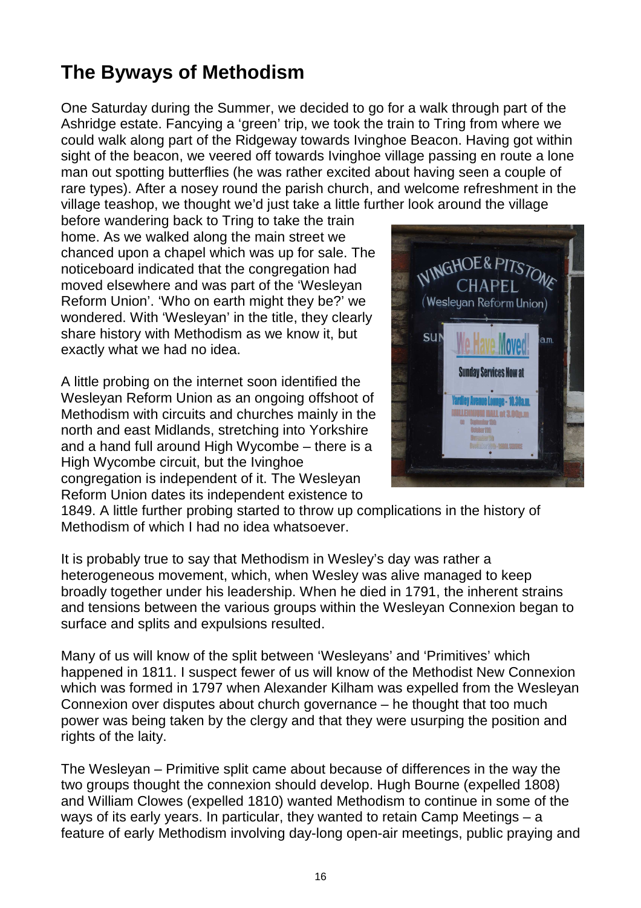# The Byways of Methodism

One Saturday during the Summer, we decided to go for a walk through part of the Ashridge estate. Fancying a 'green' trip, we took the train to Tring from where we could walk along part of the Ridgeway towards Ivinghoe Beacon. Having got within sight of the beacon, we veered off towards Ivinghoe village passing en route a lone man out spotting butterflies (he was rather excited about having seen a couple of rare types). After a nosey round the parish church, and welcome refreshment in the village teashop, we thought we'd just take a little further look around the village before wandering back to Tring to take the train home. As we walked along the main street we chanced upon a chapel which was up for sale. The noticeboard indicated that the congregation had moved elsewhere and was part of the 'Wesleyan Reform Union'. 'Who on earth might they be?' we wondered. With 'Wesleyan' in the title, they clearly share history with Methodism as we know it, but exactly what we had no idea.

A little probing on the internet soon identified the Wesleyan Reform Union as an ongoing offshoot of Methodism with circuits and churches mainly in the north and east Midlands, stretching into Yorkshire and a hand full around High Wycombe – there is a High Wycombe circuit, but the Ivinghoe congregation is independent of it. The Wesleyan Reform Union dates its independent existence to 1849. A little further probing started to throw up complications in the history of Methodism of which I had no idea whatsoever.

It is probably true to say that Methodism in Wesley's day was rather a heterogeneous movement, which, when Wesley was alive managed to keep broadly together under his leadership. When he died in 1791, the inherent strains and tensions between the various groups within the Wesleyan Connexion began to surface and splits and expulsions resulted.

Many of us will know of the split between 'Wesleyans' and 'Primitives' which happened in 1811. I suspect fewer of us will know of the Methodist New Connexion which was formed in 1797 when Alexander Kilham was expelled from the Wesleyan Connexion over disputes about church governance – he thought that too much power was being taken by the clergy and that they were usurping the position and rights of the laity.

The Wesleyan – Primitive split came about because of differences in the way the two groups thought the connexion should develop. Hugh Bourne (expelled 1808) and William Clowes (expelled 1810) wanted Methodism to continue in some of the ways of its early years. In particular, they wanted to retain Camp Meetings – a feature of early Methodism involving day-long open-air meetings, public praying and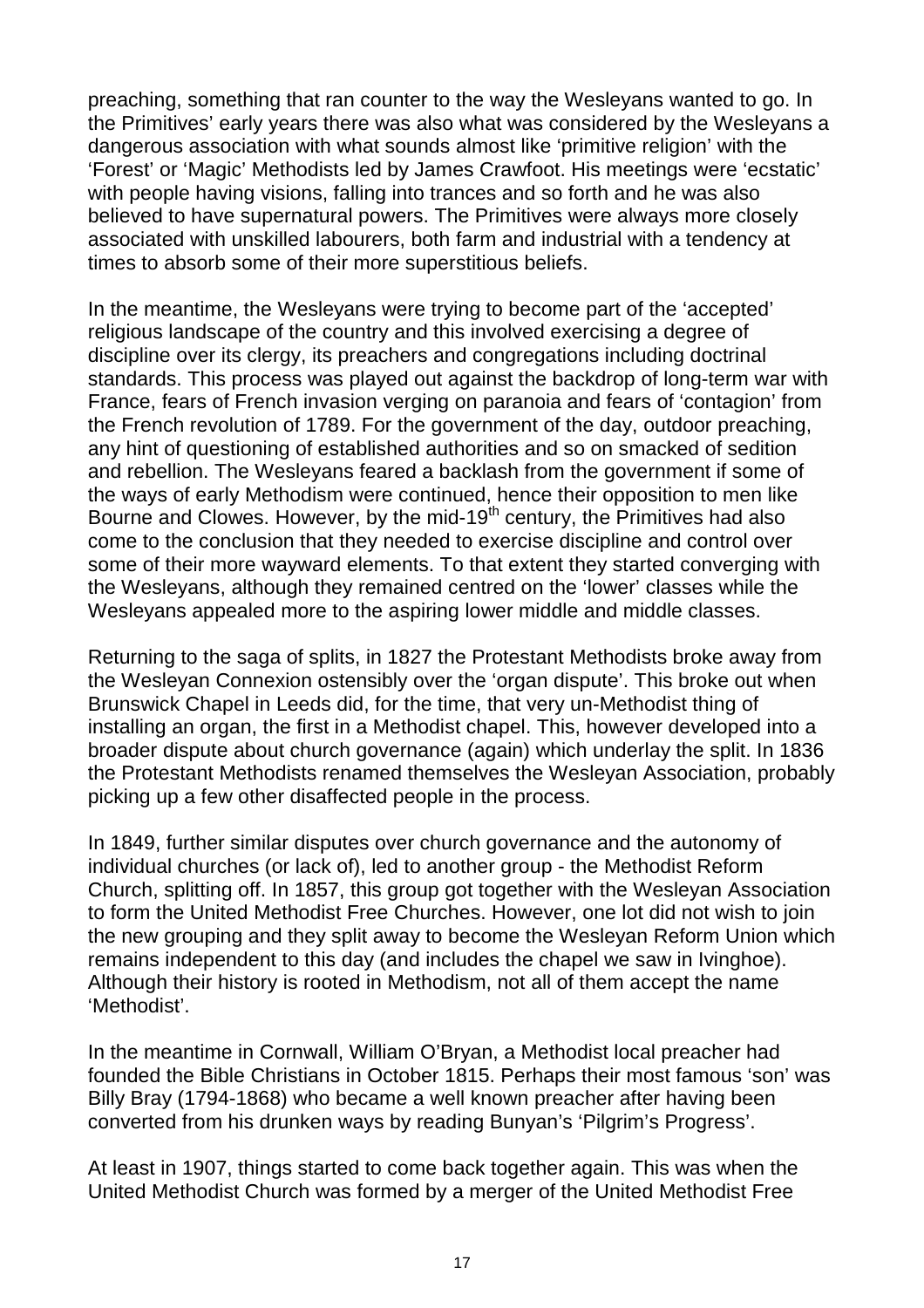preaching, something that ran counter to the way the Wesleyans wanted to go. In the Primitives' early years there was also what was considered by the Wesleyans a dangerous association with what sounds almost like 'primitive religion' with the 'Forest' or 'Magic' Methodists led by James Crawfoot. His meetings were 'ecstatic' with people having visions, falling into trances and so forth and he was also believed to have supernatural powers. The Primitives were always more closely associated with unskilled labourers, both farm and industrial with a tendency at times to absorb some of their more superstitious beliefs.

In the meantime, the Wesleyans were trying to become part of the 'accepted' religious landscape of the country and this involved exercising a degree of discipline over its clergy, its preachers and congregations including doctrinal standards. This process was played out against the backdrop of long-term war with France, fears of French invasion verging on paranoia and fears of 'contagion' from the French revolution of 1789. For the government of the day, outdoor preaching, any hint of questioning of established authorities and so on smacked of sedition and rebellion. The Wesleyans feared a backlash from the government if some of the ways of early Methodism were continued, hence their opposition to men like Bourne and Clowes. However, by the mid-19th century, the Primitives had also come to the conclusion that they needed to exercise discipline and control over some of their more wayward elements. To that extent they started converging with the Wesleyans, although they remained centred on the 'lower' classes while the Wesleyans appealed more to the aspiring lower middle and middle classes.

Returning to the saga of splits, in 1827 the Protestant Methodists broke away from the Wesleyan Connexion ostensibly over the 'organ dispute'. This broke out when Brunswick Chapel in Leeds did, for the time, that very un-Methodist thing of installing an organ, the first in a Methodist chapel. This, however developed into a broader dispute about church governance (again) which underlay the split. In 1836 the Protestant Methodists renamed themselves the Wesleyan Association, probably picking up a few other disaffected people in the process.

In 1849, further similar disputes over church governance and the autonomy of individual churches (or lack of), led to another group - the Methodist Reform Church, splitting off. In 1857, this group got together with the Wesleyan Association to form the United Methodist Free Churches. However, one lot did not wish to join the new grouping and they split away to become the Wesleyan Reform Union which remains independent to this day (and includes the chapel we saw in Ivinghoe). Although their history is rooted in Methodism, not all of them accept the name 'Methodist'.

In the meantime in Cornwall, William O'Bryan, a Methodist local preacher had founded the Bible Christians in October 1815. Perhaps their most famous 'son' was Billy Bray (1794-1868) who became a well known preacher after having been converted from his drunken ways by reading Bunyan's 'Pilgrim's Progress'.

At least in 1907, things started to come back together again. This was when the United Methodist Church was formed by a merger of the United Methodist Free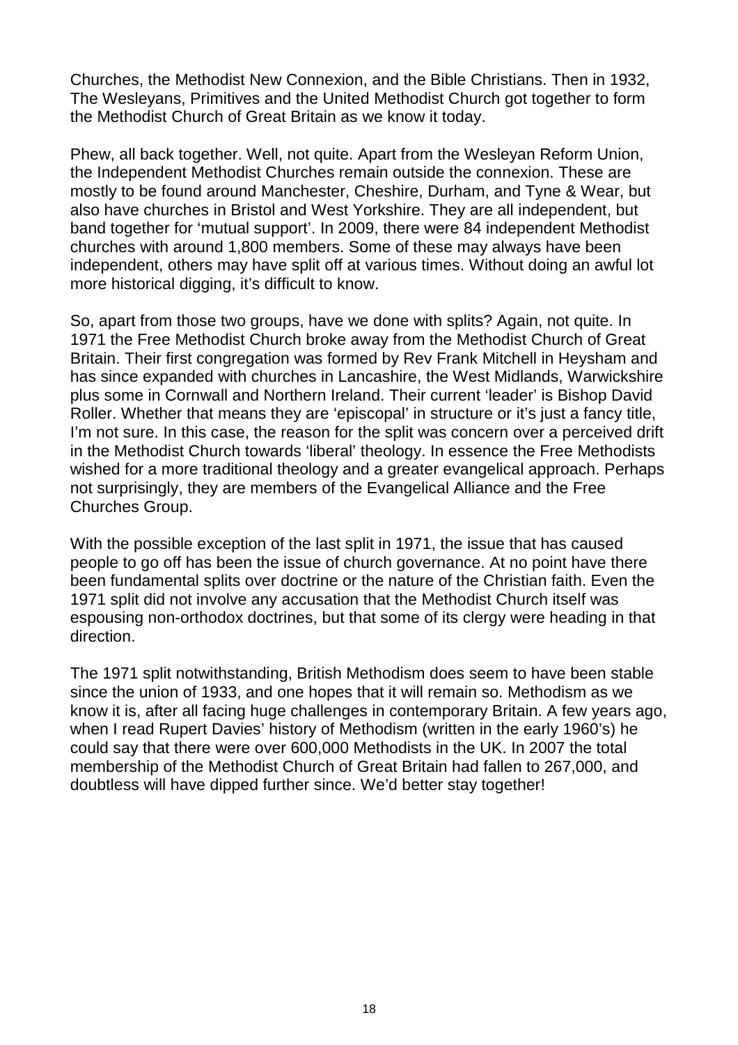Churches, the Methodist New Connexion, and the Bible Christians. Then in 1932, The Wesleyans, Primitives and the United Methodist Church got together to form the Methodist Church of Great Britain as we know it today.

Phew, all back together. Well, not quite. Apart from the Wesleyan Reform Union, the Independent Methodist Churches remain outside the connexion. These are mostly to be found around Manchester, Cheshire, Durham, and Tyne & Wear, but also have churches in Bristol and West Yorkshire. They are all independent, but band together for 'mutual support'. In 2009, there were 84 independent Methodist churches with around 1,800 members. Some of these may always have been independent, others may have split off at various times. Without doing an awful lot more historical digging, it's difficult to know.

So, apart from those two groups, have we done with splits? Again, not quite. In 1971 the Free Methodist Church broke away from the Methodist Church of Great Britain. Their first congregation was formed by Rev Frank Mitchell in Heysham and has since expanded with churches in Lancashire, the West Midlands, Warwickshire plus some in Cornwall and Northern Ireland. Their current 'leader' is Bishop David Roller. Whether that means they are 'episcopal' in structure or it's just a fancy title, I'm not sure. In this case, the reason for the split was concern over a perceived drift in the Methodist Church towards 'liberal' theology. In essence the Free Methodists wished for a more traditional theology and a greater evangelical approach. Perhaps not surprisingly, they are members of the Evangelical Alliance and the Free Churches Group.

With the possible exception of the last split in 1971, the issue that has caused people to go off has been the issue of church governance. At no point have there been fundamental splits over doctrine or the nature of the Christian faith. Even the 1971 split did not involve any accusation that the Methodist Church itself was espousing non-orthodox doctrines, but that some of its clergy were heading in that direction.

The 1971 split notwithstanding, British Methodism does seem to have been stable since the union of 1933, and one hopes that it will remain so. Methodism as we know it is, after all facing huge challenges in contemporary Britain. A few years ago, when I read Rupert Davies' history of Methodism (written in the early 1960's) he could say that there were over 600,000 Methodists in the UK. In 2007 the total membership of the Methodist Church of Great Britain had fallen to 267,000, and doubtless will have dipped further since. We'd better stay together!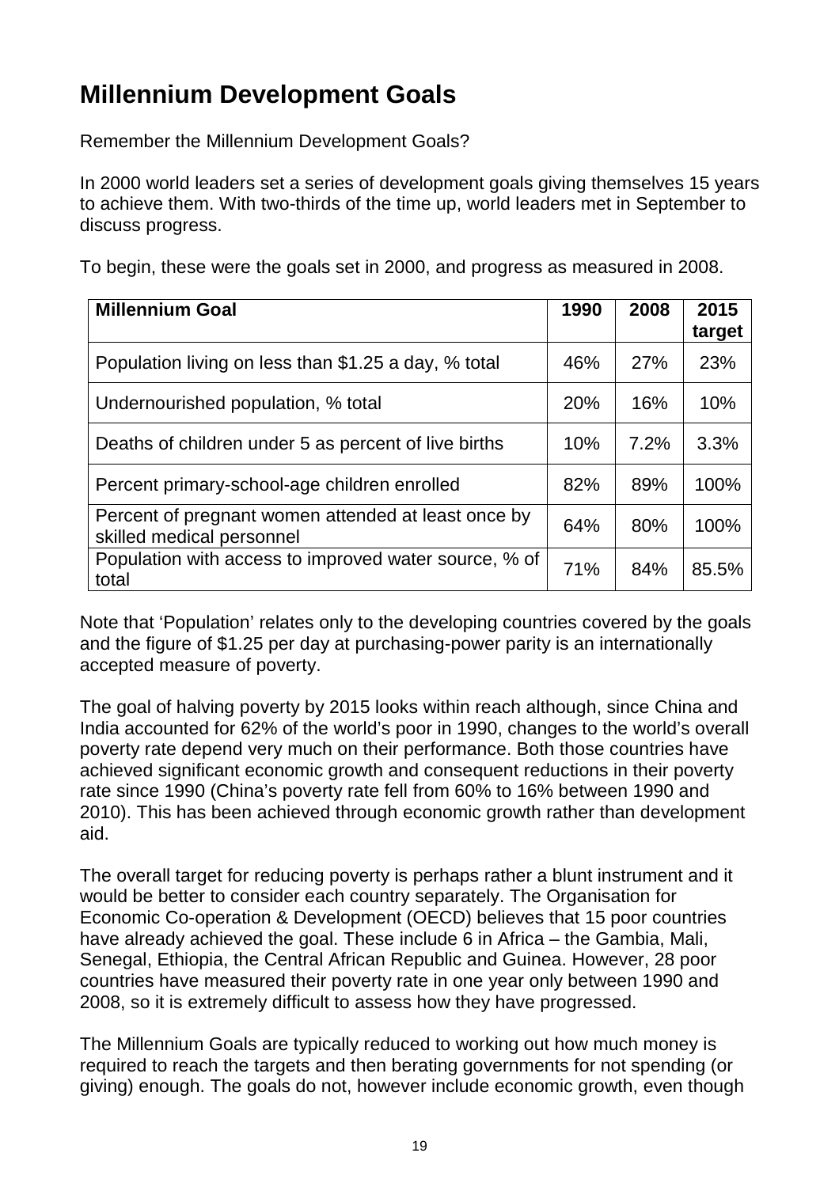# Millennium Development Goals

Remember the Millennium Development Goals?

In 2000 world leaders set a series of development goals giving themselves 15 years to achieve them. With two-thirds of the time up, world leaders met in September to discuss progress.

To begin, these were the goals set in 2000, and progress as measured in 2008.

| Millennium Goal | 1990 | 2008 | 2015 target |
|---|---|---|---|
| Population living on less than $1.25 a day, % total | 46% | 27% | 23% |
| Undernourished population, % total | 20% | 16% | 10% |
| Deaths of children under 5 as percent of live births | 10% | 7.2% | 3.3% |
| Percent primary-school-age children enrolled | 82% | 89% | 100% |
| Percent of pregnant women attended at least once by skilled medical personnel | 64% | 80% | 100% |
| Population with access to improved water source, % of total | 71% | 84% | 85.5% |

Note that 'Population' relates only to the developing countries covered by the goals and the figure of $1.25 per day at purchasing-power parity is an internationally accepted measure of poverty.

The goal of halving poverty by 2015 looks within reach although, since China and India accounted for 62% of the world's poor in 1990, changes to the world's overall poverty rate depend very much on their performance. Both those countries have achieved significant economic growth and consequent reductions in their poverty rate since 1990 (China's poverty rate fell from 60% to 16% between 1990 and 2010). This has been achieved through economic growth rather than development aid.

The overall target for reducing poverty is perhaps rather a blunt instrument and it would be better to consider each country separately. The Organisation for Economic Co-operation & Development (OECD) believes that 15 poor countries have already achieved the goal. These include 6 in Africa – the Gambia, Mali, Senegal, Ethiopia, the Central African Republic and Guinea. However, 28 poor countries have measured their poverty rate in one year only between 1990 and 2008, so it is extremely difficult to assess how they have progressed.

The Millennium Goals are typically reduced to working out how much money is required to reach the targets and then berating governments for not spending (or giving) enough. The goals do not, however include economic growth, even though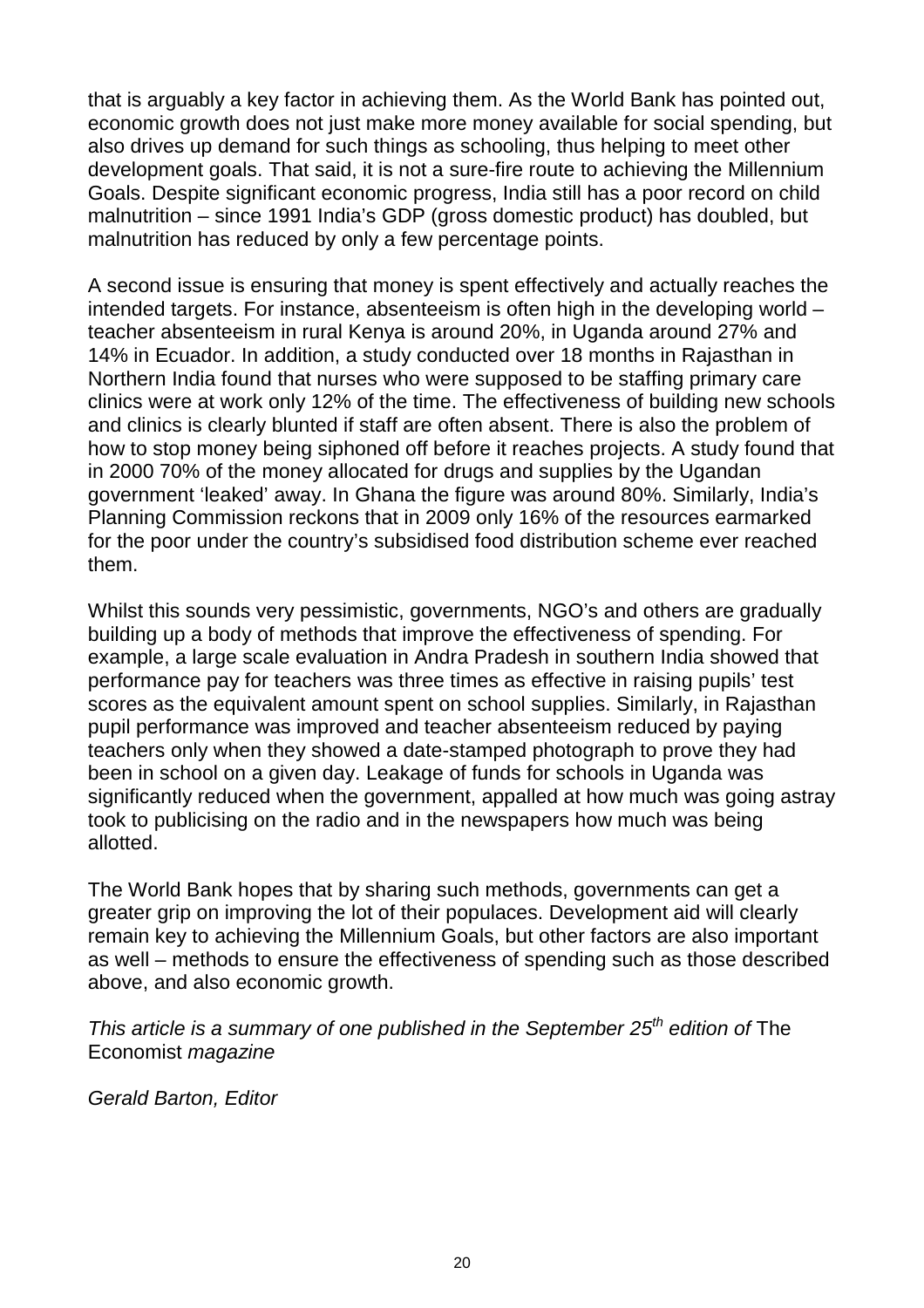that is arguably a key factor in achieving them. As the World Bank has pointed out, economic growth does not just make more money available for social spending, but also drives up demand for such things as schooling, thus helping to meet other development goals. That said, it is not a sure-fire route to achieving the Millennium Goals. Despite significant economic progress, India still has a poor record on child malnutrition – since 1991 India's GDP (gross domestic product) has doubled, but malnutrition has reduced by only a few percentage points.

A second issue is ensuring that money is spent effectively and actually reaches the intended targets. For instance, absenteeism is often high in the developing world – teacher absenteeism in rural Kenya is around 20%, in Uganda around 27% and 14% in Ecuador. In addition, a study conducted over 18 months in Rajasthan in Northern India found that nurses who were supposed to be staffing primary care clinics were at work only 12% of the time. The effectiveness of building new schools and clinics is clearly blunted if staff are often absent. There is also the problem of how to stop money being siphoned off before it reaches projects. A study found that in 2000 70% of the money allocated for drugs and supplies by the Ugandan government 'leaked' away. In Ghana the figure was around 80%. Similarly, India's Planning Commission reckons that in 2009 only 16% of the resources earmarked for the poor under the country's subsidised food distribution scheme ever reached them.

Whilst this sounds very pessimistic, governments, NGO's and others are gradually building up a body of methods that improve the effectiveness of spending. For example, a large scale evaluation in Andra Pradesh in southern India showed that performance pay for teachers was three times as effective in raising pupils' test scores as the equivalent amount spent on school supplies. Similarly, in Rajasthan pupil performance was improved and teacher absenteeism reduced by paying teachers only when they showed a date-stamped photograph to prove they had been in school on a given day. Leakage of funds for schools in Uganda was significantly reduced when the government, appalled at how much was going astray took to publicising on the radio and in the newspapers how much was being allotted.

The World Bank hopes that by sharing such methods, governments can get a greater grip on improving the lot of their populaces. Development aid will clearly remain key to achieving the Millennium Goals, but other factors are also important as well – methods to ensure the effectiveness of spending such as those described above, and also economic growth.

*This article is a summary of one published in the September 25th edition of* The Economist *magazine*

*Gerald Barton, Editor*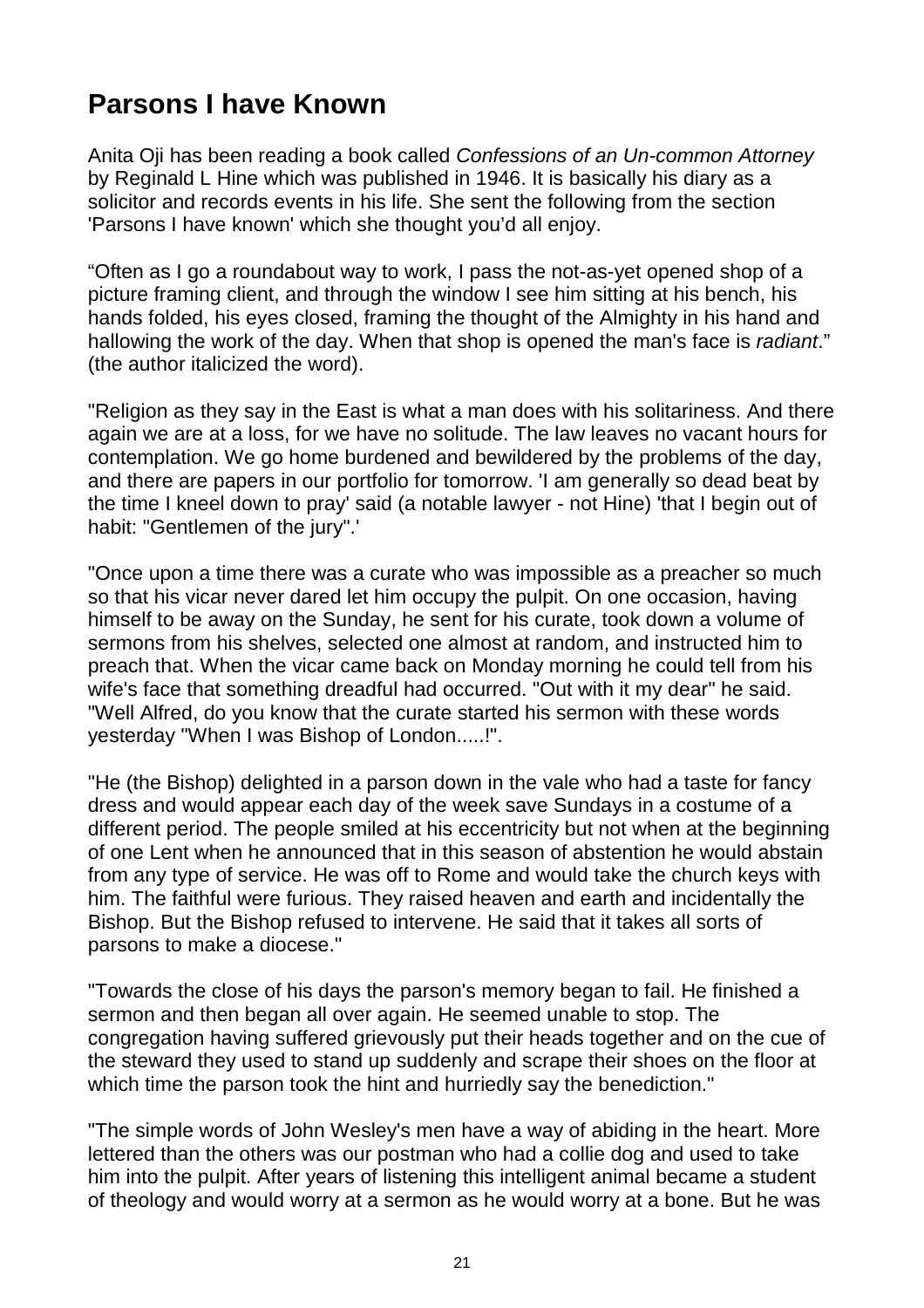# Parsons I have Known

Anita Oji has been reading a book called *Confessions of an Un-common Attorney* by Reginald L Hine which was published in 1946. It is basically his diary as a solicitor and records events in his life. She sent the following from the section 'Parsons I have known' which she thought you'd all enjoy.

"Often as I go a roundabout way to work, I pass the not-as-yet opened shop of a picture framing client, and through the window I see him sitting at his bench, his hands folded, his eyes closed, framing the thought of the Almighty in his hand and hallowing the work of the day. When that shop is opened the man's face is *radiant*." (the author italicized the word).

"Religion as they say in the East is what a man does with his solitariness. And there again we are at a loss, for we have no solitude. The law leaves no vacant hours for contemplation. We go home burdened and bewildered by the problems of the day, and there are papers in our portfolio for tomorrow. 'I am generally so dead beat by the time I kneel down to pray' said (a notable lawyer - not Hine) 'that I begin out of habit: "Gentlemen of the jury".'

"Once upon a time there was a curate who was impossible as a preacher so much so that his vicar never dared let him occupy the pulpit. On one occasion, having himself to be away on the Sunday, he sent for his curate, took down a volume of sermons from his shelves, selected one almost at random, and instructed him to preach that. When the vicar came back on Monday morning he could tell from his wife's face that something dreadful had occurred. "Out with it my dear" he said. "Well Alfred, do you know that the curate started his sermon with these words yesterday "When I was Bishop of London.....!".

"He (the Bishop) delighted in a parson down in the vale who had a taste for fancy dress and would appear each day of the week save Sundays in a costume of a different period. The people smiled at his eccentricity but not when at the beginning of one Lent when he announced that in this season of abstention he would abstain from any type of service. He was off to Rome and would take the church keys with him. The faithful were furious. They raised heaven and earth and incidentally the Bishop. But the Bishop refused to intervene. He said that it takes all sorts of parsons to make a diocese."

"Towards the close of his days the parson's memory began to fail. He finished a sermon and then began all over again. He seemed unable to stop. The congregation having suffered grievously put their heads together and on the cue of the steward they used to stand up suddenly and scrape their shoes on the floor at which time the parson took the hint and hurriedly say the benediction."

"The simple words of John Wesley's men have a way of abiding in the heart. More lettered than the others was our postman who had a collie dog and used to take him into the pulpit. After years of listening this intelligent animal became a student of theology and would worry at a sermon as he would worry at a bone. But he was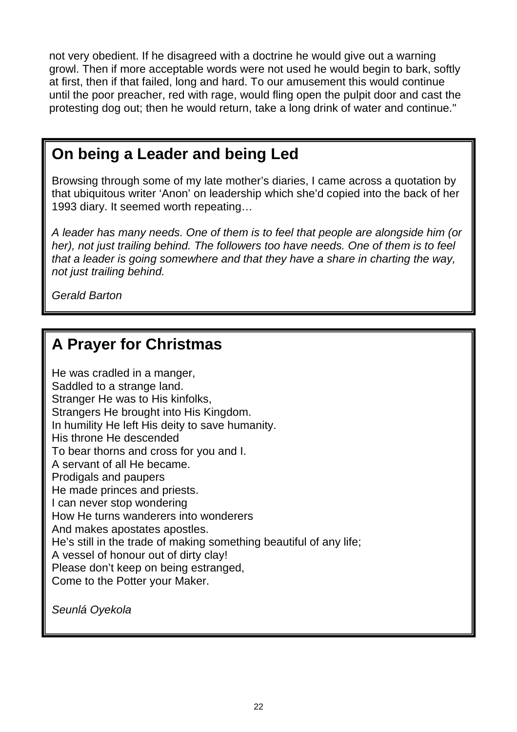not very obedient. If he disagreed with a doctrine he would give out a warning growl. Then if more acceptable words were not used he would begin to bark, softly at first, then if that failed, long and hard. To our amusement this would continue until the poor preacher, red with rage, would fling open the pulpit door and cast the protesting dog out; then he would return, take a long drink of water and continue."

## On being a Leader and being Led

Browsing through some of my late mother's diaries, I came across a quotation by that ubiquitous writer 'Anon' on leadership which she'd copied into the back of her 1993 diary. It seemed worth repeating…

*A leader has many needs. One of them is to feel that people are alongside him (or her), not just trailing behind. The followers too have needs. One of them is to feel that a leader is going somewhere and that they have a share in charting the way, not just trailing behind.*

*Gerald Barton*

## A Prayer for Christmas

He was cradled in a manger,
Saddled to a strange land.
Stranger He was to His kinfolks,
Strangers He brought into His Kingdom.
In humility He left His deity to save humanity.
His throne He descended
To bear thorns and cross for you and I.
A servant of all He became.
Prodigals and paupers
He made princes and priests.
I can never stop wondering
How He turns wanderers into wonderers
And makes apostates apostles.
He's still in the trade of making something beautiful of any life;
A vessel of honour out of dirty clay!
Please don't keep on being estranged,
Come to the Potter your Maker.

*Seunlá Oyekola*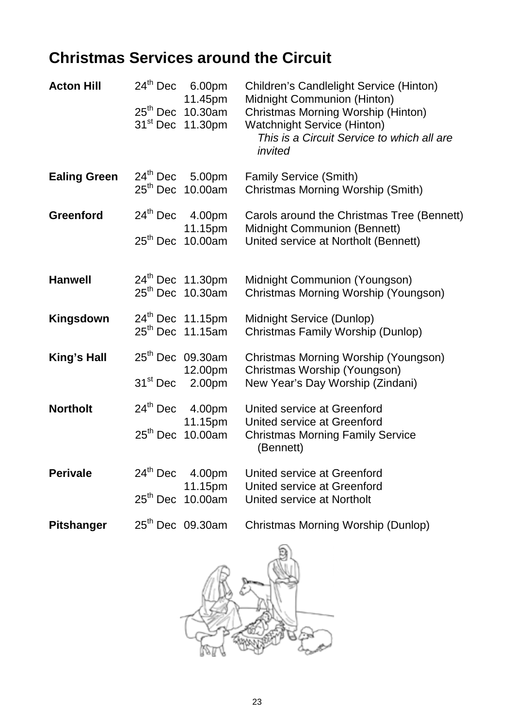# Christmas Services around the Circuit

| | | | |
|---|---|---|---|
| **Acton Hill** | 24th Dec | 6.00pm | Children's Candlelight Service (Hinton) |
| | | 11.45pm | Midnight Communion (Hinton) |
| | 25th Dec | 10.30am | Christmas Morning Worship (Hinton) |
| | 31st Dec | 11.30pm | Watchnight Service (Hinton) *This is a Circuit Service to which all are invited* |
| **Ealing Green** | 24th Dec | 5.00pm | Family Service (Smith) |
| | 25th Dec | 10.00am | Christmas Morning Worship (Smith) |
| **Greenford** | 24th Dec | 4.00pm | Carols around the Christmas Tree (Bennett) |
| | | 11.15pm | Midnight Communion (Bennett) |
| | 25th Dec | 10.00am | United service at Northolt (Bennett) |
| **Hanwell** | 24th Dec | 11.30pm | Midnight Communion (Youngson) |
| | 25th Dec | 10.30am | Christmas Morning Worship (Youngson) |
| **Kingsdown** | 24th Dec | 11.15pm | Midnight Service (Dunlop) |
| | 25th Dec | 11.15am | Christmas Family Worship (Dunlop) |
| **King's Hall** | 25th Dec | 09.30am | Christmas Morning Worship (Youngson) |
| | | 12.00pm | Christmas Worship (Youngson) |
| | 31st Dec | 2.00pm | New Year's Day Worship (Zindani) |
| **Northolt** | 24th Dec | 4.00pm | United service at Greenford |
| | | 11.15pm | United service at Greenford |
| | 25th Dec | 10.00am | Christmas Morning Family Service (Bennett) |
| **Perivale** | 24th Dec | 4.00pm | United service at Greenford |
| | | 11.15pm | United service at Greenford |
| | 25th Dec | 10.00am | United service at Northolt |
| **Pitshanger** | 25th Dec | 09.30am | Christmas Morning Worship (Dunlop) |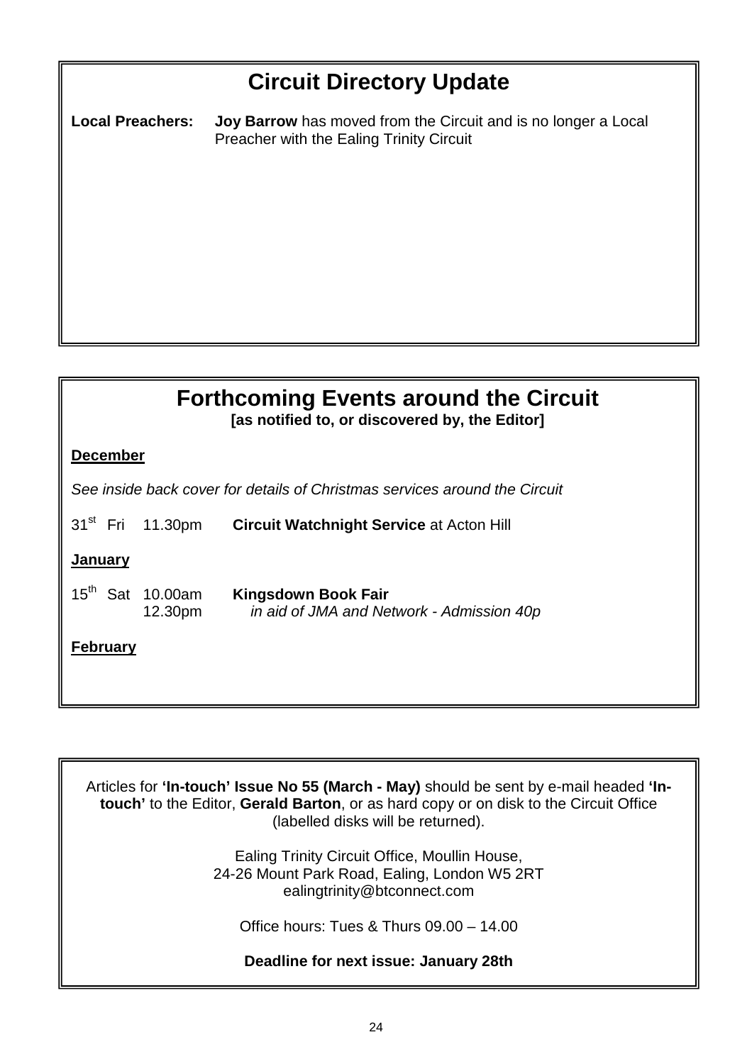## Circuit Directory Update

**Local Preachers:** **Joy Barrow** has moved from the Circuit and is no longer a Local Preacher with the Ealing Trinity Circuit

## Forthcoming Events around the Circuit

**[as notified to, or discovered by, the Editor]**

**December**

*See inside back cover for details of Christmas services around the Circuit*

31st Fri 11.30pm **Circuit Watchnight Service** at Acton Hill

**January**

15th Sat 10.00am – 12.30pm **Kingsdown Book Fair**
*in aid of JMA and Network - Admission 40p*

**February**

Articles for **'In-touch' Issue No 55 (March - May)** should be sent by e-mail headed **'In-touch'** to the Editor, **Gerald Barton**, or as hard copy or on disk to the Circuit Office (labelled disks will be returned).

Ealing Trinity Circuit Office, Moullin House,
24-26 Mount Park Road, Ealing, London W5 2RT
ealingtrinity@btconnect.com

Office hours: Tues & Thurs 09.00 – 14.00

**Deadline for next issue: January 28th**